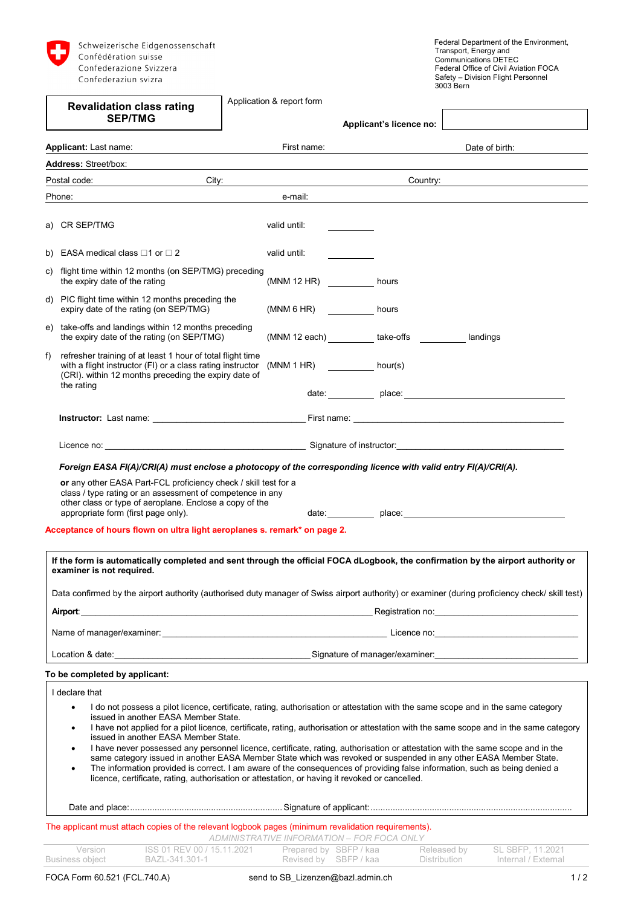Schweizerische Eidgenossenschaft
Confédération suisse
Confederazione Svizzera
Confederaziun svizra

Federal Department of the Environment, Transport, Energy and Communications DETEC
Federal Office of Civil Aviation FOCA
Safety – Division Flight Personnel
3003 Bern

# Revalidation class rating SEP/TMG

Application & report form

**Applicant's licence no:** ____________

**Applicant:** Last name: ____________ First name: ____________ Date of birth: ____________

**Address:** Street/box: ____________

Postal code: ____________ City: ____________ Country: ____________

Phone: ____________ e-mail: ____________

| | | | | | |
|---|---|---|---|---|---|
| a) | CR SEP/TMG | valid until: | ______ | | |
| b) | EASA medical class ☐1 or ☐ 2 | valid until: | ______ | | |
| c) | flight time within 12 months (on SEP/TMG) preceding the expiry date of the rating | (MNM 12 HR) | ______ | hours | |
| d) | PIC flight time within 12 months preceding the expiry date of the rating (on SEP/TMG) | (MNM 6 HR) | ______ | hours | |
| e) | take-offs and landings within 12 months preceding the expiry date of the rating (on SEP/TMG) | (MNM 12 each) | ______ | take-offs | ______ landings |
| f) | refresher training of at least 1 hour of total flight time with a flight instructor (FI) or a class rating instructor (CRI). within 12 months preceding the expiry date of the rating | (MNM 1 HR) | ______ | hour(s) | |

date: ______ place: ____________

**Instructor:** Last name: ____________ First name: ____________

Licence no: ____________ Signature of instructor: ____________

***Foreign EASA FI(A)/CRI(A) must enclose a photocopy of the corresponding licence with valid entry FI(A)/CRI(A).***

**or** any other EASA Part-FCL proficiency check / skill test for a class / type rating or an assessment of competence in any other class or type of aeroplane. Enclose a copy of the appropriate form (first page only). date: ______ place: ____________

Acceptance of hours flown on ultra light aeroplanes s. remark* on page 2.

**If the form is automatically completed and sent through the official FOCA dLogbook, the confirmation by the airport authority or examiner is not required.**

Data confirmed by the airport authority (authorised duty manager of Swiss airport authority) or examiner (during proficiency check/ skill test)

**Airport**: ____________ Registration no: ____________

Name of manager/examiner: ____________ Licence no: ____________

Location & date: ____________ Signature of manager/examiner: ____________

**To be completed by applicant:**

I declare that

- I do not possess a pilot licence, certificate, rating, authorisation or attestation with the same scope and in the same category issued in another EASA Member State.
- I have not applied for a pilot licence, certificate, rating, authorisation or attestation with the same scope and in the same category issued in another EASA Member State.
- I have never possessed any personnel licence, certificate, rating, authorisation or attestation with the same scope and in the same category issued in another EASA Member State which was revoked or suspended in any other EASA Member State.
- The information provided is correct. I am aware of the consequences of providing false information, such as being denied a licence, certificate, rating, authorisation or attestation, or having it revoked or cancelled.

Date and place:............................................................ Signature of applicant:................................................................................

The applicant must attach copies of the relevant logbook pages (minimum revalidation requirements).

*ADMINISTRATIVE INFORMATION – FOR FOCA ONLY*

| | | | | | |
|---|---|---|---|---|---|
| Version | ISS 01 REV 00 / 15.11.2021 | Prepared by SBFP / kaa | Released by | SL SBFP, 11.2021 |
| Business object | BAZL-341.301-1 | Revised by SBFP / kaa | Distribution | Internal / External |

FOCA Form 60.521 (FCL.740.A) send to SB_Lizenzen@bazl.admin.ch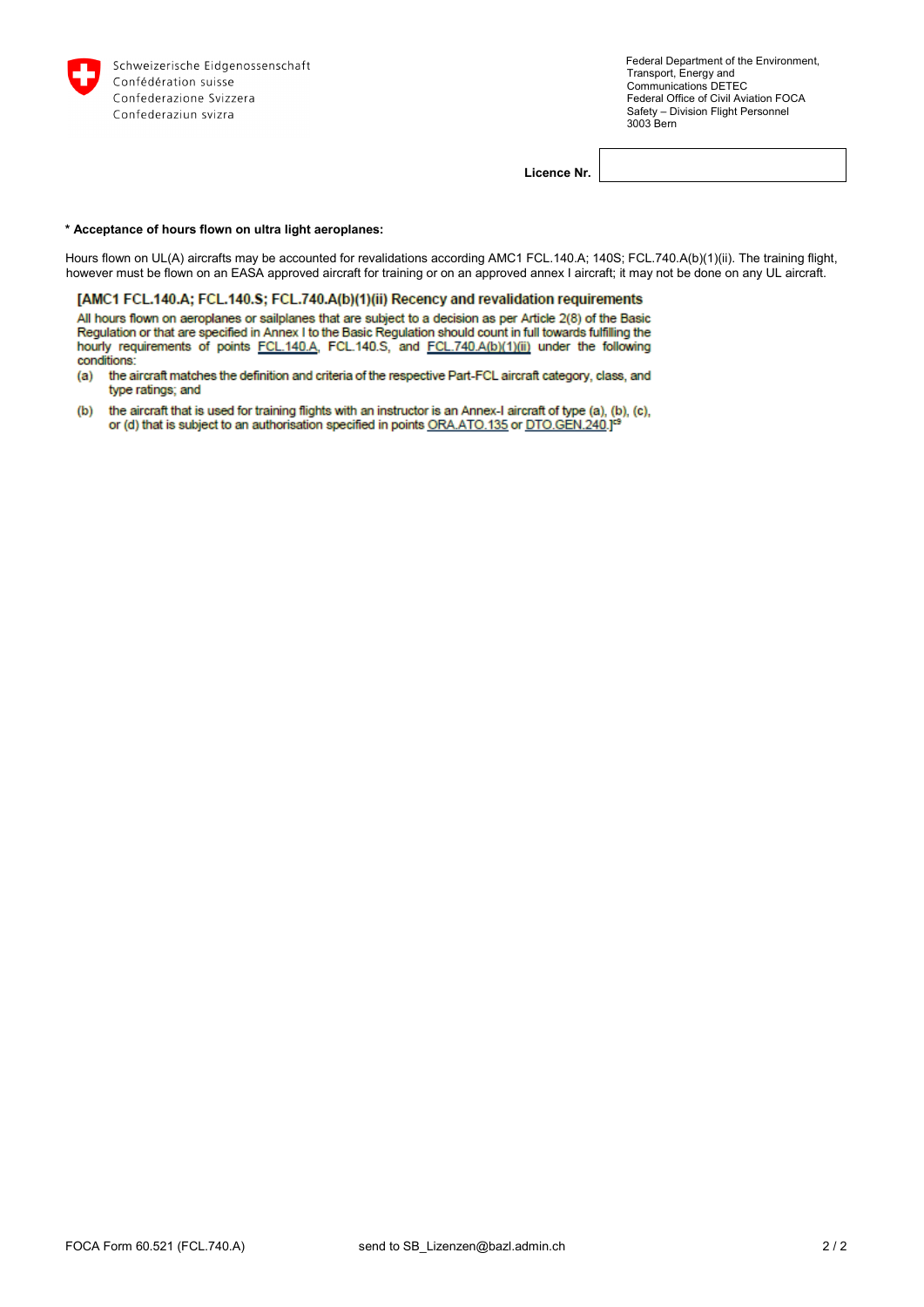Schweizerische Eidgenossenschaft
Confédération suisse
Confederazione Svizzera
Confederaziun svizra

Federal Department of the Environment, Transport, Energy and Communications DETEC
Federal Office of Civil Aviation FOCA
Safety – Division Flight Personnel
3003 Bern

**Licence Nr.**

**\* Acceptance of hours flown on ultra light aeroplanes:**

Hours flown on UL(A) aircrafts may be accounted for revalidations according AMC1 FCL.140.A; 140S; FCL.740.A(b)(1)(ii). The training flight, however must be flown on an EASA approved aircraft for training or on an approved annex I aircraft; it may not be done on any UL aircraft.

**[AMC1 FCL.140.A; FCL.140.S; FCL.740.A(b)(1)(ii) Recency and revalidation requirements**

All hours flown on aeroplanes or sailplanes that are subject to a decision as per Article 2(8) of the Basic Regulation or that are specified in Annex I to the Basic Regulation should count in full towards fulfilling the hourly requirements of points FCL.140.A, FCL.140.S, and FCL.740.A(b)(1)(ii) under the following conditions:

(a) the aircraft matches the definition and criteria of the respective Part-FCL aircraft category, class, and type ratings; and

(b) the aircraft that is used for training flights with an instructor is an Annex-I aircraft of type (a), (b), (c), or (d) that is subject to an authorisation specified in points ORA.ATO.135 or DTO.GEN.240.][c9]

FOCA Form 60.521 (FCL.740.A) send to SB_Lizenzen@bazl.admin.ch